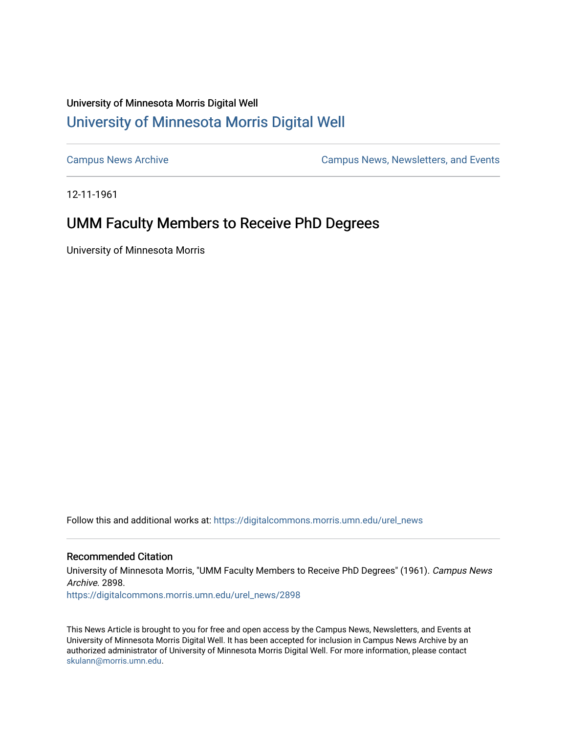University of Minnesota Morris Digital Well

# University of Minnesota Morris Digital Well

Campus News Archive

Campus News, Newsletters, and Events

12-11-1961

## UMM Faculty Members to Receive PhD Degrees

University of Minnesota Morris

Follow this and additional works at: https://digitalcommons.morris.umn.edu/urel_news

### Recommended Citation

University of Minnesota Morris, "UMM Faculty Members to Receive PhD Degrees" (1961). *Campus News Archive*. 2898.
https://digitalcommons.morris.umn.edu/urel_news/2898

This News Article is brought to you for free and open access by the Campus News, Newsletters, and Events at University of Minnesota Morris Digital Well. It has been accepted for inclusion in Campus News Archive by an authorized administrator of University of Minnesota Morris Digital Well. For more information, please contact skulann@morris.umn.edu.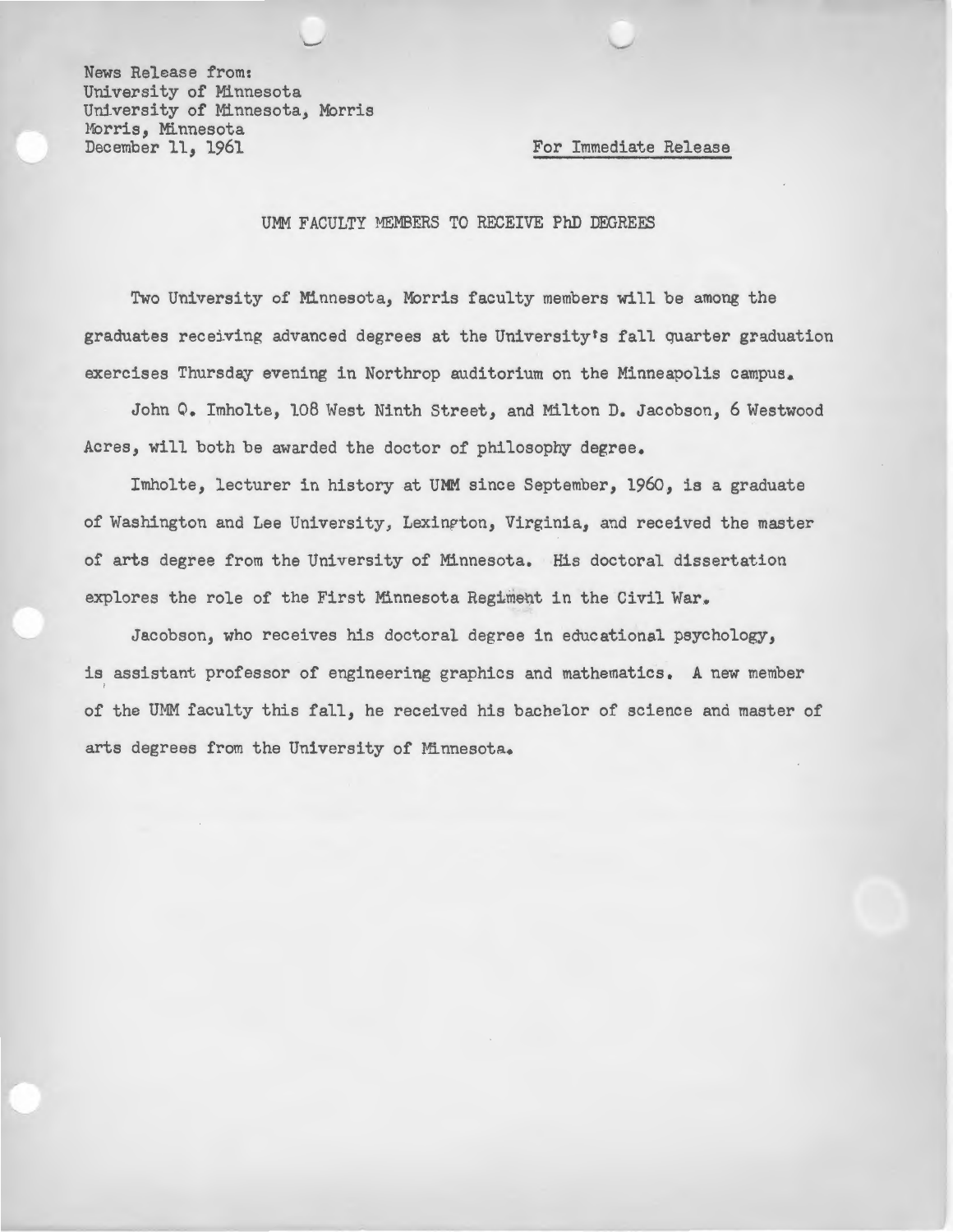News Release from:
University of Minnesota
University of Minnesota, Morris
Morris, Minnesota
December 11, 1961

For Immediate Release

# UMM FACULTY MEMBERS TO RECEIVE PhD DEGREES

Two University of Minnesota, Morris faculty members will be among the graduates receiving advanced degrees at the University's fall quarter graduation exercises Thursday evening in Northrop auditorium on the Minneapolis campus.

John Q. Imholte, 108 West Ninth Street, and Milton D. Jacobson, 6 Westwood Acres, will both be awarded the doctor of philosophy degree.

Imholte, lecturer in history at UMM since September, 1960, is a graduate of Washington and Lee University, Lexington, Virginia, and received the master of arts degree from the University of Minnesota. His doctoral dissertation explores the role of the First Minnesota Regiment in the Civil War.

Jacobson, who receives his doctoral degree in educational psychology, is assistant professor of engineering graphics and mathematics. A new member of the UMM faculty this fall, he received his bachelor of science and master of arts degrees from the University of Minnesota.